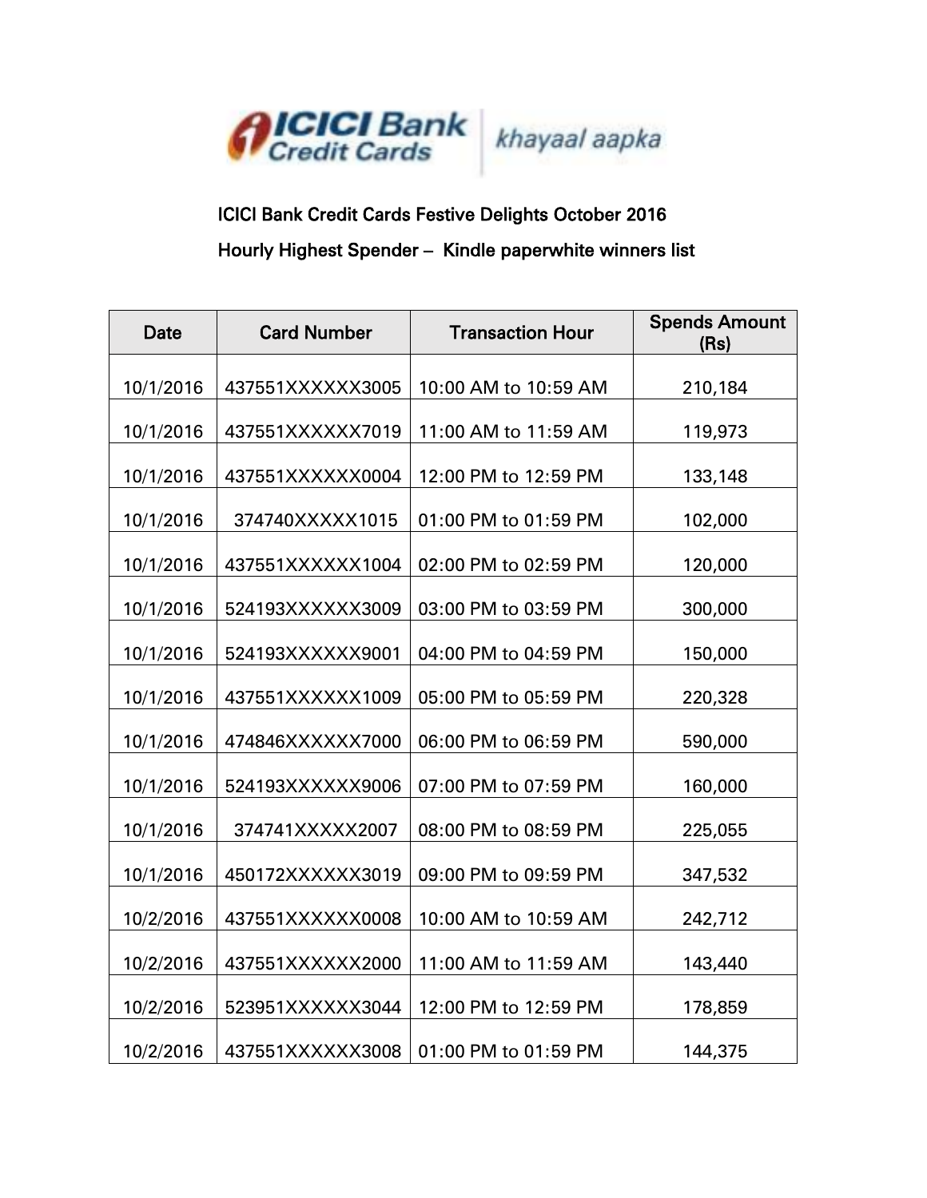ICICI Bank Credit Cards | khayaal aapka

## ICICI Bank Credit Cards Festive Delights October 2016

## Hourly Highest Spender – Kindle paperwhite winners list

| Date | Card Number | Transaction Hour | Spends Amount (Rs) |
|---|---|---|---|
| 10/1/2016 | 437551XXXXXX3005 | 10:00 AM to 10:59 AM | 210,184 |
| 10/1/2016 | 437551XXXXXX7019 | 11:00 AM to 11:59 AM | 119,973 |
| 10/1/2016 | 437551XXXXXX0004 | 12:00 PM to 12:59 PM | 133,148 |
| 10/1/2016 | 374740XXXXX1015 | 01:00 PM to 01:59 PM | 102,000 |
| 10/1/2016 | 437551XXXXXX1004 | 02:00 PM to 02:59 PM | 120,000 |
| 10/1/2016 | 524193XXXXXX3009 | 03:00 PM to 03:59 PM | 300,000 |
| 10/1/2016 | 524193XXXXXX9001 | 04:00 PM to 04:59 PM | 150,000 |
| 10/1/2016 | 437551XXXXXX1009 | 05:00 PM to 05:59 PM | 220,328 |
| 10/1/2016 | 474846XXXXXX7000 | 06:00 PM to 06:59 PM | 590,000 |
| 10/1/2016 | 524193XXXXXX9006 | 07:00 PM to 07:59 PM | 160,000 |
| 10/1/2016 | 374741XXXXX2007 | 08:00 PM to 08:59 PM | 225,055 |
| 10/1/2016 | 450172XXXXXX3019 | 09:00 PM to 09:59 PM | 347,532 |
| 10/2/2016 | 437551XXXXXX0008 | 10:00 AM to 10:59 AM | 242,712 |
| 10/2/2016 | 437551XXXXXX2000 | 11:00 AM to 11:59 AM | 143,440 |
| 10/2/2016 | 523951XXXXXX3044 | 12:00 PM to 12:59 PM | 178,859 |
| 10/2/2016 | 437551XXXXXX3008 | 01:00 PM to 01:59 PM | 144,375 |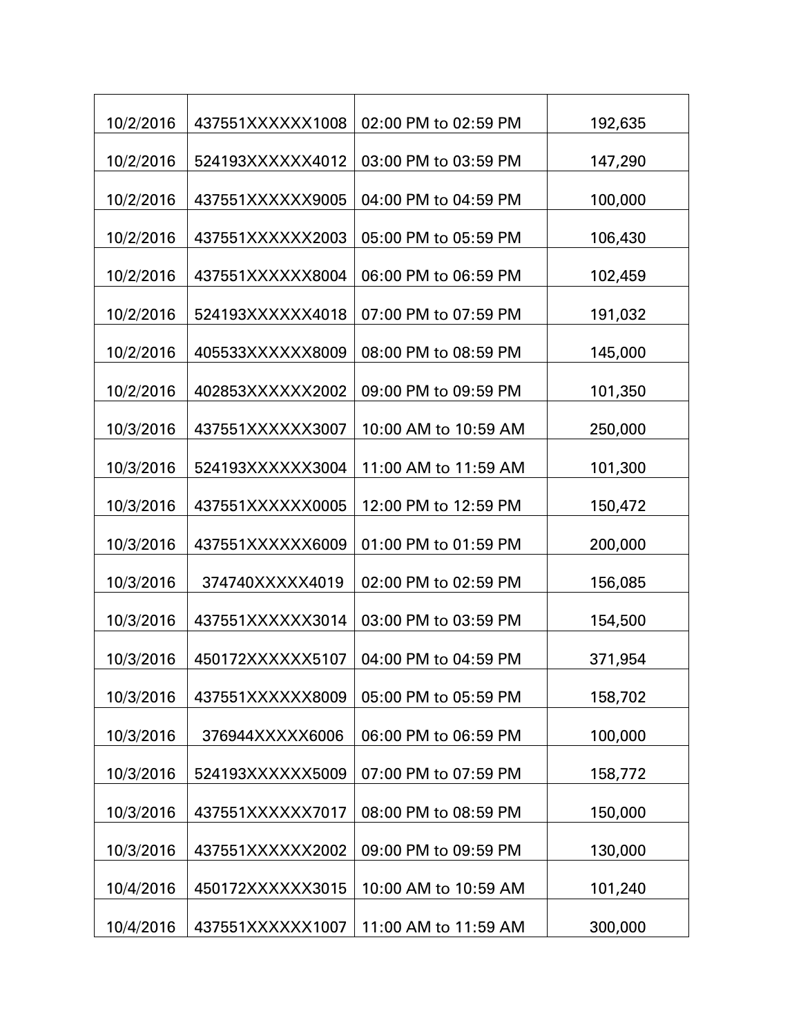| | | | |
|---|---|---|---|
| 10/2/2016 | 437551XXXXXX1008 | 02:00 PM to 02:59 PM | 192,635 |
| 10/2/2016 | 524193XXXXXX4012 | 03:00 PM to 03:59 PM | 147,290 |
| 10/2/2016 | 437551XXXXXX9005 | 04:00 PM to 04:59 PM | 100,000 |
| 10/2/2016 | 437551XXXXXX2003 | 05:00 PM to 05:59 PM | 106,430 |
| 10/2/2016 | 437551XXXXXX8004 | 06:00 PM to 06:59 PM | 102,459 |
| 10/2/2016 | 524193XXXXXX4018 | 07:00 PM to 07:59 PM | 191,032 |
| 10/2/2016 | 405533XXXXXX8009 | 08:00 PM to 08:59 PM | 145,000 |
| 10/2/2016 | 402853XXXXXX2002 | 09:00 PM to 09:59 PM | 101,350 |
| 10/3/2016 | 437551XXXXXX3007 | 10:00 AM to 10:59 AM | 250,000 |
| 10/3/2016 | 524193XXXXXX3004 | 11:00 AM to 11:59 AM | 101,300 |
| 10/3/2016 | 437551XXXXXX0005 | 12:00 PM to 12:59 PM | 150,472 |
| 10/3/2016 | 437551XXXXXX6009 | 01:00 PM to 01:59 PM | 200,000 |
| 10/3/2016 | 374740XXXXX4019 | 02:00 PM to 02:59 PM | 156,085 |
| 10/3/2016 | 437551XXXXXX3014 | 03:00 PM to 03:59 PM | 154,500 |
| 10/3/2016 | 450172XXXXXX5107 | 04:00 PM to 04:59 PM | 371,954 |
| 10/3/2016 | 437551XXXXXX8009 | 05:00 PM to 05:59 PM | 158,702 |
| 10/3/2016 | 376944XXXXX6006 | 06:00 PM to 06:59 PM | 100,000 |
| 10/3/2016 | 524193XXXXXX5009 | 07:00 PM to 07:59 PM | 158,772 |
| 10/3/2016 | 437551XXXXXX7017 | 08:00 PM to 08:59 PM | 150,000 |
| 10/3/2016 | 437551XXXXXX2002 | 09:00 PM to 09:59 PM | 130,000 |
| 10/4/2016 | 450172XXXXXX3015 | 10:00 AM to 10:59 AM | 101,240 |
| 10/4/2016 | 437551XXXXXX1007 | 11:00 AM to 11:59 AM | 300,000 |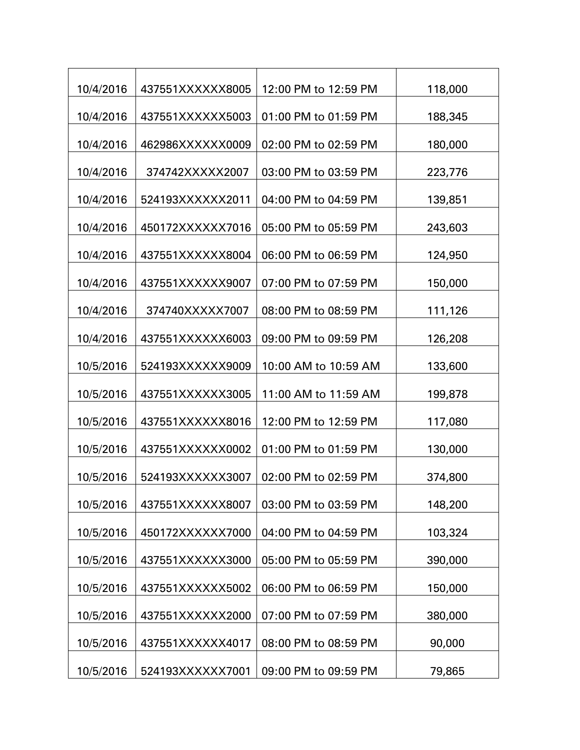| | | | |
|---|---|---|---|
| 10/4/2016 | 437551XXXXXX8005 | 12:00 PM to 12:59 PM | 118,000 |
| 10/4/2016 | 437551XXXXXX5003 | 01:00 PM to 01:59 PM | 188,345 |
| 10/4/2016 | 462986XXXXXX0009 | 02:00 PM to 02:59 PM | 180,000 |
| 10/4/2016 | 374742XXXXX2007 | 03:00 PM to 03:59 PM | 223,776 |
| 10/4/2016 | 524193XXXXXX2011 | 04:00 PM to 04:59 PM | 139,851 |
| 10/4/2016 | 450172XXXXXX7016 | 05:00 PM to 05:59 PM | 243,603 |
| 10/4/2016 | 437551XXXXXX8004 | 06:00 PM to 06:59 PM | 124,950 |
| 10/4/2016 | 437551XXXXXX9007 | 07:00 PM to 07:59 PM | 150,000 |
| 10/4/2016 | 374740XXXXX7007 | 08:00 PM to 08:59 PM | 111,126 |
| 10/4/2016 | 437551XXXXXX6003 | 09:00 PM to 09:59 PM | 126,208 |
| 10/5/2016 | 524193XXXXXX9009 | 10:00 AM to 10:59 AM | 133,600 |
| 10/5/2016 | 437551XXXXXX3005 | 11:00 AM to 11:59 AM | 199,878 |
| 10/5/2016 | 437551XXXXXX8016 | 12:00 PM to 12:59 PM | 117,080 |
| 10/5/2016 | 437551XXXXXX0002 | 01:00 PM to 01:59 PM | 130,000 |
| 10/5/2016 | 524193XXXXXX3007 | 02:00 PM to 02:59 PM | 374,800 |
| 10/5/2016 | 437551XXXXXX8007 | 03:00 PM to 03:59 PM | 148,200 |
| 10/5/2016 | 450172XXXXXX7000 | 04:00 PM to 04:59 PM | 103,324 |
| 10/5/2016 | 437551XXXXXX3000 | 05:00 PM to 05:59 PM | 390,000 |
| 10/5/2016 | 437551XXXXXX5002 | 06:00 PM to 06:59 PM | 150,000 |
| 10/5/2016 | 437551XXXXXX2000 | 07:00 PM to 07:59 PM | 380,000 |
| 10/5/2016 | 437551XXXXXX4017 | 08:00 PM to 08:59 PM | 90,000 |
| 10/5/2016 | 524193XXXXXX7001 | 09:00 PM to 09:59 PM | 79,865 |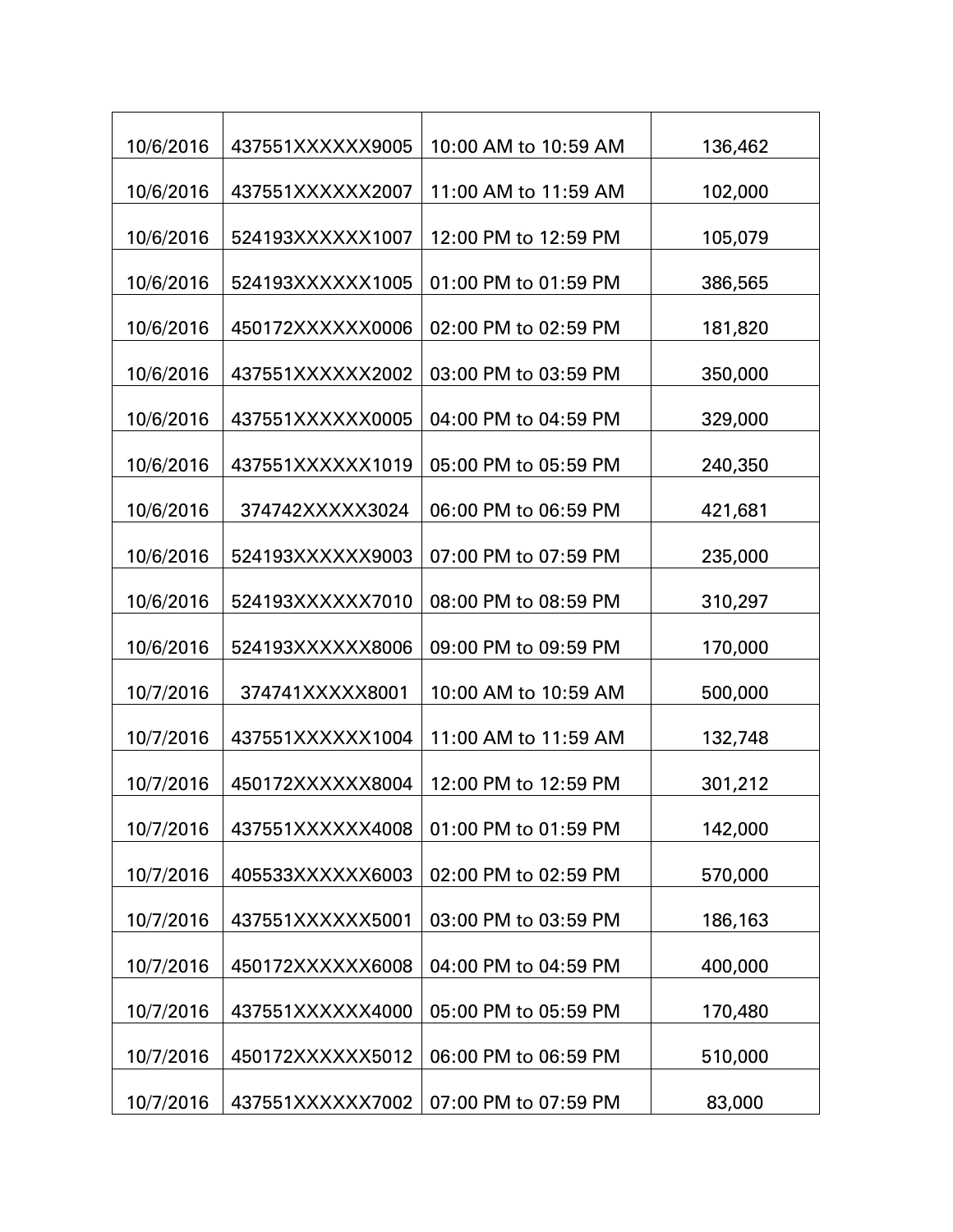| | | | |
|---|---|---|---|
| 10/6/2016 | 437551XXXXXX9005 | 10:00 AM to 10:59 AM | 136,462 |
| 10/6/2016 | 437551XXXXXX2007 | 11:00 AM to 11:59 AM | 102,000 |
| 10/6/2016 | 524193XXXXXX1007 | 12:00 PM to 12:59 PM | 105,079 |
| 10/6/2016 | 524193XXXXXX1005 | 01:00 PM to 01:59 PM | 386,565 |
| 10/6/2016 | 450172XXXXXX0006 | 02:00 PM to 02:59 PM | 181,820 |
| 10/6/2016 | 437551XXXXXX2002 | 03:00 PM to 03:59 PM | 350,000 |
| 10/6/2016 | 437551XXXXXX0005 | 04:00 PM to 04:59 PM | 329,000 |
| 10/6/2016 | 437551XXXXXX1019 | 05:00 PM to 05:59 PM | 240,350 |
| 10/6/2016 | 374742XXXXX3024 | 06:00 PM to 06:59 PM | 421,681 |
| 10/6/2016 | 524193XXXXXX9003 | 07:00 PM to 07:59 PM | 235,000 |
| 10/6/2016 | 524193XXXXXX7010 | 08:00 PM to 08:59 PM | 310,297 |
| 10/6/2016 | 524193XXXXXX8006 | 09:00 PM to 09:59 PM | 170,000 |
| 10/7/2016 | 374741XXXXX8001 | 10:00 AM to 10:59 AM | 500,000 |
| 10/7/2016 | 437551XXXXXX1004 | 11:00 AM to 11:59 AM | 132,748 |
| 10/7/2016 | 450172XXXXXX8004 | 12:00 PM to 12:59 PM | 301,212 |
| 10/7/2016 | 437551XXXXXX4008 | 01:00 PM to 01:59 PM | 142,000 |
| 10/7/2016 | 405533XXXXXX6003 | 02:00 PM to 02:59 PM | 570,000 |
| 10/7/2016 | 437551XXXXXX5001 | 03:00 PM to 03:59 PM | 186,163 |
| 10/7/2016 | 450172XXXXXX6008 | 04:00 PM to 04:59 PM | 400,000 |
| 10/7/2016 | 437551XXXXXX4000 | 05:00 PM to 05:59 PM | 170,480 |
| 10/7/2016 | 450172XXXXXX5012 | 06:00 PM to 06:59 PM | 510,000 |
| 10/7/2016 | 437551XXXXXX7002 | 07:00 PM to 07:59 PM | 83,000 |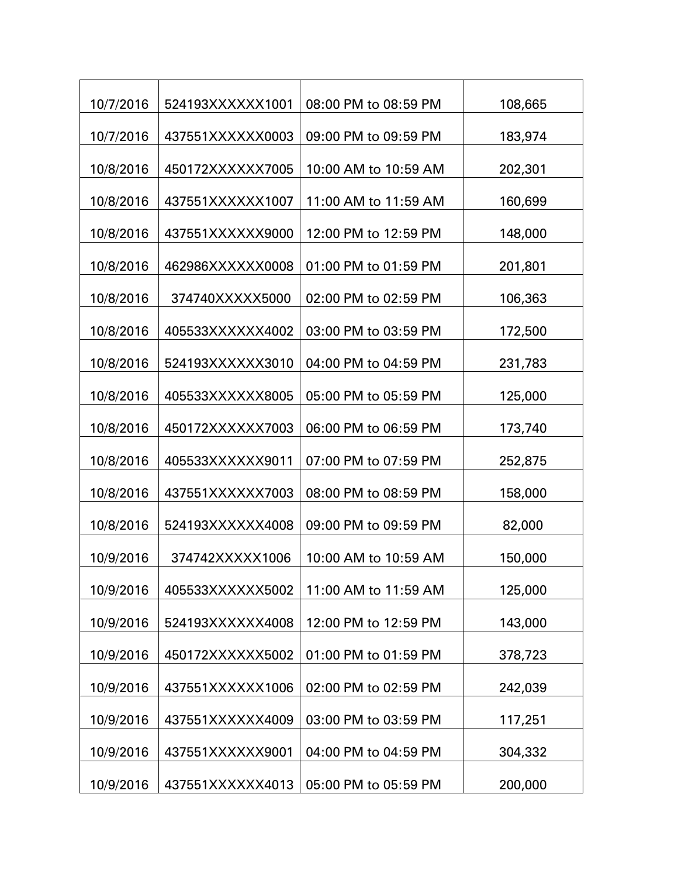| | | | |
|---|---|---|---|
| 10/7/2016 | 524193XXXXXX1001 | 08:00 PM to 08:59 PM | 108,665 |
| 10/7/2016 | 437551XXXXXX0003 | 09:00 PM to 09:59 PM | 183,974 |
| 10/8/2016 | 450172XXXXXX7005 | 10:00 AM to 10:59 AM | 202,301 |
| 10/8/2016 | 437551XXXXXX1007 | 11:00 AM to 11:59 AM | 160,699 |
| 10/8/2016 | 437551XXXXXX9000 | 12:00 PM to 12:59 PM | 148,000 |
| 10/8/2016 | 462986XXXXXX0008 | 01:00 PM to 01:59 PM | 201,801 |
| 10/8/2016 | 374740XXXXX5000 | 02:00 PM to 02:59 PM | 106,363 |
| 10/8/2016 | 405533XXXXXX4002 | 03:00 PM to 03:59 PM | 172,500 |
| 10/8/2016 | 524193XXXXXX3010 | 04:00 PM to 04:59 PM | 231,783 |
| 10/8/2016 | 405533XXXXXX8005 | 05:00 PM to 05:59 PM | 125,000 |
| 10/8/2016 | 450172XXXXXX7003 | 06:00 PM to 06:59 PM | 173,740 |
| 10/8/2016 | 405533XXXXXX9011 | 07:00 PM to 07:59 PM | 252,875 |
| 10/8/2016 | 437551XXXXXX7003 | 08:00 PM to 08:59 PM | 158,000 |
| 10/8/2016 | 524193XXXXXX4008 | 09:00 PM to 09:59 PM | 82,000 |
| 10/9/2016 | 374742XXXXX1006 | 10:00 AM to 10:59 AM | 150,000 |
| 10/9/2016 | 405533XXXXXX5002 | 11:00 AM to 11:59 AM | 125,000 |
| 10/9/2016 | 524193XXXXXX4008 | 12:00 PM to 12:59 PM | 143,000 |
| 10/9/2016 | 450172XXXXXX5002 | 01:00 PM to 01:59 PM | 378,723 |
| 10/9/2016 | 437551XXXXXX1006 | 02:00 PM to 02:59 PM | 242,039 |
| 10/9/2016 | 437551XXXXXX4009 | 03:00 PM to 03:59 PM | 117,251 |
| 10/9/2016 | 437551XXXXXX9001 | 04:00 PM to 04:59 PM | 304,332 |
| 10/9/2016 | 437551XXXXXX4013 | 05:00 PM to 05:59 PM | 200,000 |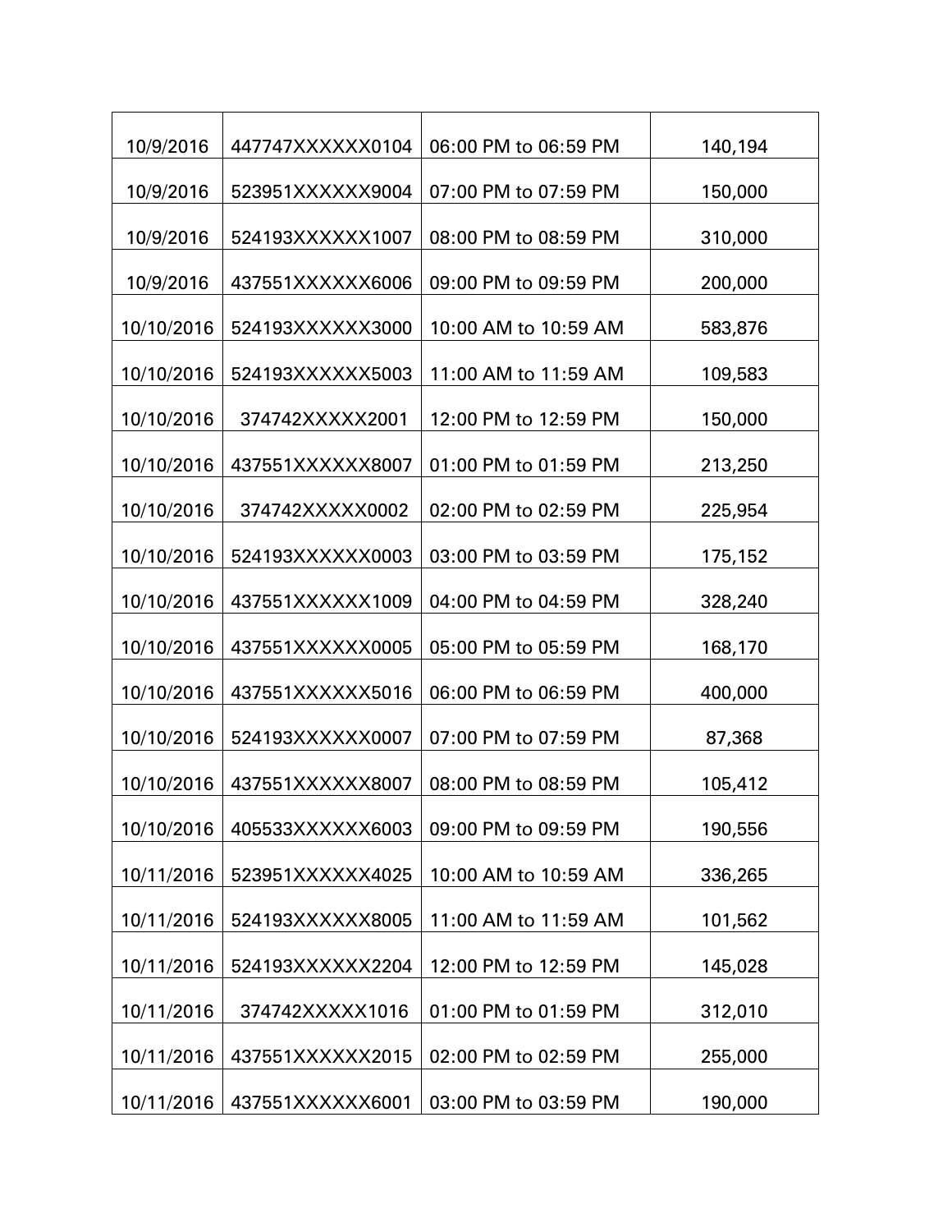| | | | |
|---|---|---|---|
| 10/9/2016 | 447747XXXXXX0104 | 06:00 PM to 06:59 PM | 140,194 |
| 10/9/2016 | 523951XXXXXX9004 | 07:00 PM to 07:59 PM | 150,000 |
| 10/9/2016 | 524193XXXXXX1007 | 08:00 PM to 08:59 PM | 310,000 |
| 10/9/2016 | 437551XXXXXX6006 | 09:00 PM to 09:59 PM | 200,000 |
| 10/10/2016 | 524193XXXXXX3000 | 10:00 AM to 10:59 AM | 583,876 |
| 10/10/2016 | 524193XXXXXX5003 | 11:00 AM to 11:59 AM | 109,583 |
| 10/10/2016 | 374742XXXXX2001 | 12:00 PM to 12:59 PM | 150,000 |
| 10/10/2016 | 437551XXXXXX8007 | 01:00 PM to 01:59 PM | 213,250 |
| 10/10/2016 | 374742XXXXX0002 | 02:00 PM to 02:59 PM | 225,954 |
| 10/10/2016 | 524193XXXXXX0003 | 03:00 PM to 03:59 PM | 175,152 |
| 10/10/2016 | 437551XXXXXX1009 | 04:00 PM to 04:59 PM | 328,240 |
| 10/10/2016 | 437551XXXXXX0005 | 05:00 PM to 05:59 PM | 168,170 |
| 10/10/2016 | 437551XXXXXX5016 | 06:00 PM to 06:59 PM | 400,000 |
| 10/10/2016 | 524193XXXXXX0007 | 07:00 PM to 07:59 PM | 87,368 |
| 10/10/2016 | 437551XXXXXX8007 | 08:00 PM to 08:59 PM | 105,412 |
| 10/10/2016 | 405533XXXXXX6003 | 09:00 PM to 09:59 PM | 190,556 |
| 10/11/2016 | 523951XXXXXX4025 | 10:00 AM to 10:59 AM | 336,265 |
| 10/11/2016 | 524193XXXXXX8005 | 11:00 AM to 11:59 AM | 101,562 |
| 10/11/2016 | 524193XXXXXX2204 | 12:00 PM to 12:59 PM | 145,028 |
| 10/11/2016 | 374742XXXXX1016 | 01:00 PM to 01:59 PM | 312,010 |
| 10/11/2016 | 437551XXXXXX2015 | 02:00 PM to 02:59 PM | 255,000 |
| 10/11/2016 | 437551XXXXXX6001 | 03:00 PM to 03:59 PM | 190,000 |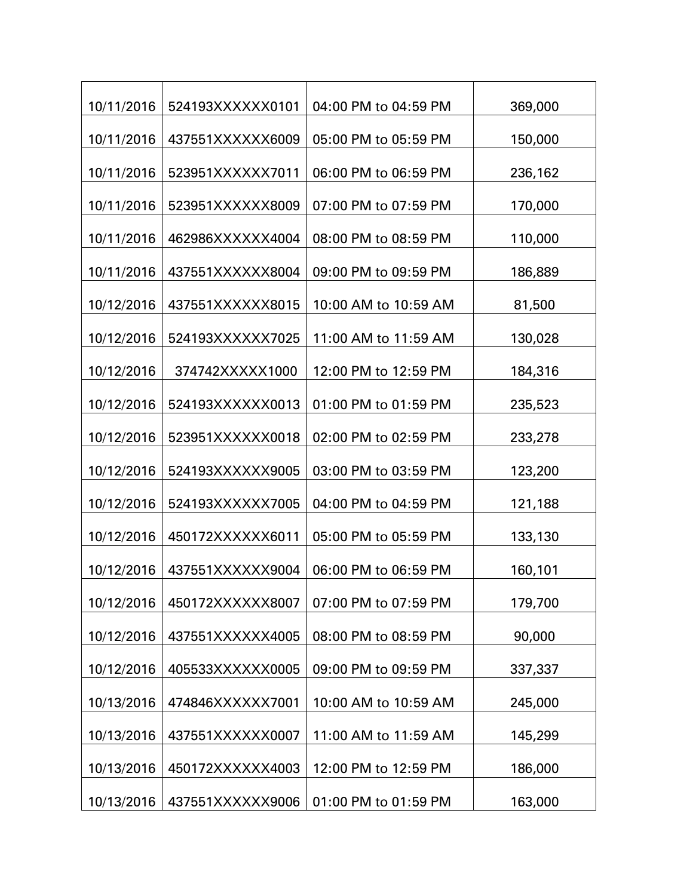| | | | |
|---|---|---|---|
| 10/11/2016 | 524193XXXXXX0101 | 04:00 PM to 04:59 PM | 369,000 |
| 10/11/2016 | 437551XXXXXX6009 | 05:00 PM to 05:59 PM | 150,000 |
| 10/11/2016 | 523951XXXXXX7011 | 06:00 PM to 06:59 PM | 236,162 |
| 10/11/2016 | 523951XXXXXX8009 | 07:00 PM to 07:59 PM | 170,000 |
| 10/11/2016 | 462986XXXXXX4004 | 08:00 PM to 08:59 PM | 110,000 |
| 10/11/2016 | 437551XXXXXX8004 | 09:00 PM to 09:59 PM | 186,889 |
| 10/12/2016 | 437551XXXXXX8015 | 10:00 AM to 10:59 AM | 81,500 |
| 10/12/2016 | 524193XXXXXX7025 | 11:00 AM to 11:59 AM | 130,028 |
| 10/12/2016 | 374742XXXXX1000 | 12:00 PM to 12:59 PM | 184,316 |
| 10/12/2016 | 524193XXXXXX0013 | 01:00 PM to 01:59 PM | 235,523 |
| 10/12/2016 | 523951XXXXXX0018 | 02:00 PM to 02:59 PM | 233,278 |
| 10/12/2016 | 524193XXXXXX9005 | 03:00 PM to 03:59 PM | 123,200 |
| 10/12/2016 | 524193XXXXXX7005 | 04:00 PM to 04:59 PM | 121,188 |
| 10/12/2016 | 450172XXXXXX6011 | 05:00 PM to 05:59 PM | 133,130 |
| 10/12/2016 | 437551XXXXXX9004 | 06:00 PM to 06:59 PM | 160,101 |
| 10/12/2016 | 450172XXXXXX8007 | 07:00 PM to 07:59 PM | 179,700 |
| 10/12/2016 | 437551XXXXXX4005 | 08:00 PM to 08:59 PM | 90,000 |
| 10/12/2016 | 405533XXXXXX0005 | 09:00 PM to 09:59 PM | 337,337 |
| 10/13/2016 | 474846XXXXXX7001 | 10:00 AM to 10:59 AM | 245,000 |
| 10/13/2016 | 437551XXXXXX0007 | 11:00 AM to 11:59 AM | 145,299 |
| 10/13/2016 | 450172XXXXXX4003 | 12:00 PM to 12:59 PM | 186,000 |
| 10/13/2016 | 437551XXXXXX9006 | 01:00 PM to 01:59 PM | 163,000 |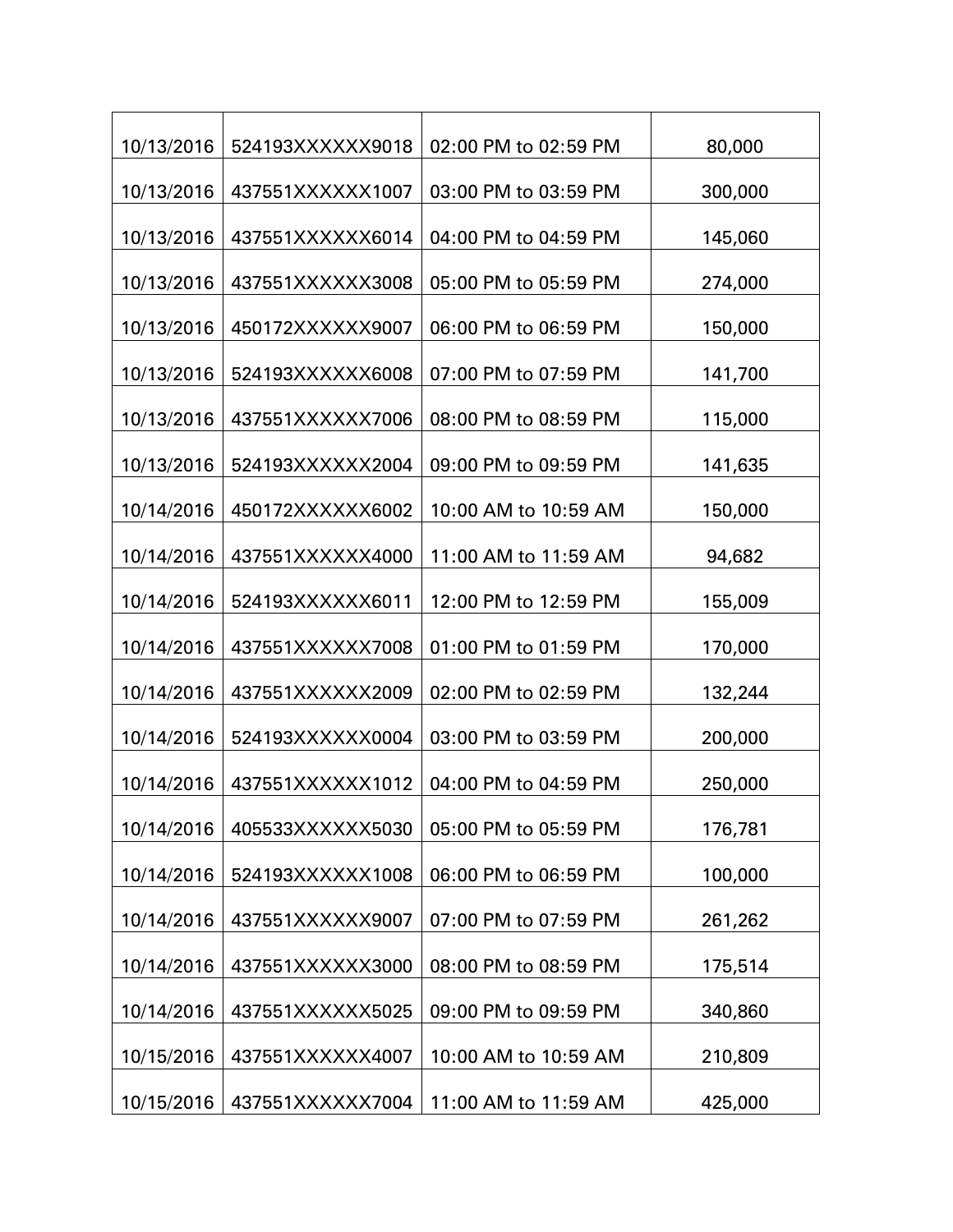| | | | |
|---|---|---|---|
| 10/13/2016 | 524193XXXXXX9018 | 02:00 PM to 02:59 PM | 80,000 |
| 10/13/2016 | 437551XXXXXX1007 | 03:00 PM to 03:59 PM | 300,000 |
| 10/13/2016 | 437551XXXXXX6014 | 04:00 PM to 04:59 PM | 145,060 |
| 10/13/2016 | 437551XXXXXX3008 | 05:00 PM to 05:59 PM | 274,000 |
| 10/13/2016 | 450172XXXXXX9007 | 06:00 PM to 06:59 PM | 150,000 |
| 10/13/2016 | 524193XXXXXX6008 | 07:00 PM to 07:59 PM | 141,700 |
| 10/13/2016 | 437551XXXXXX7006 | 08:00 PM to 08:59 PM | 115,000 |
| 10/13/2016 | 524193XXXXXX2004 | 09:00 PM to 09:59 PM | 141,635 |
| 10/14/2016 | 450172XXXXXX6002 | 10:00 AM to 10:59 AM | 150,000 |
| 10/14/2016 | 437551XXXXXX4000 | 11:00 AM to 11:59 AM | 94,682 |
| 10/14/2016 | 524193XXXXXX6011 | 12:00 PM to 12:59 PM | 155,009 |
| 10/14/2016 | 437551XXXXXX7008 | 01:00 PM to 01:59 PM | 170,000 |
| 10/14/2016 | 437551XXXXXX2009 | 02:00 PM to 02:59 PM | 132,244 |
| 10/14/2016 | 524193XXXXXX0004 | 03:00 PM to 03:59 PM | 200,000 |
| 10/14/2016 | 437551XXXXXX1012 | 04:00 PM to 04:59 PM | 250,000 |
| 10/14/2016 | 405533XXXXXX5030 | 05:00 PM to 05:59 PM | 176,781 |
| 10/14/2016 | 524193XXXXXX1008 | 06:00 PM to 06:59 PM | 100,000 |
| 10/14/2016 | 437551XXXXXX9007 | 07:00 PM to 07:59 PM | 261,262 |
| 10/14/2016 | 437551XXXXXX3000 | 08:00 PM to 08:59 PM | 175,514 |
| 10/14/2016 | 437551XXXXXX5025 | 09:00 PM to 09:59 PM | 340,860 |
| 10/15/2016 | 437551XXXXXX4007 | 10:00 AM to 10:59 AM | 210,809 |
| 10/15/2016 | 437551XXXXXX7004 | 11:00 AM to 11:59 AM | 425,000 |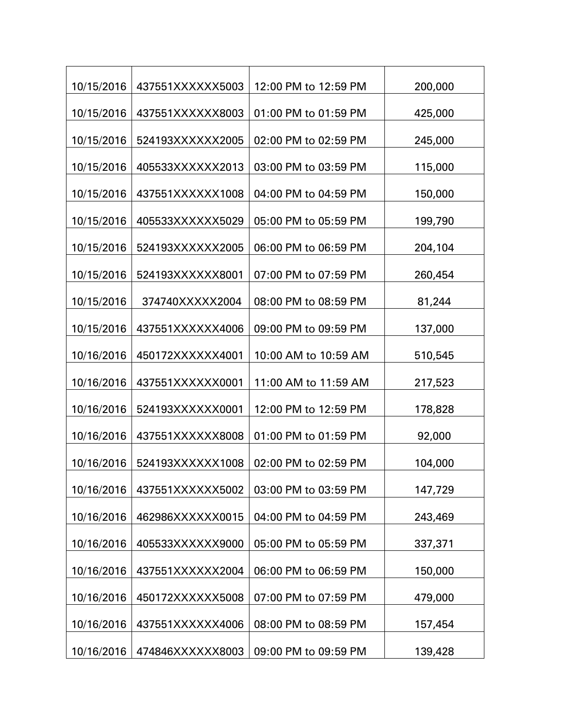| | | | |
|---|---|---|---|
| 10/15/2016 | 437551XXXXXX5003 | 12:00 PM to 12:59 PM | 200,000 |
| 10/15/2016 | 437551XXXXXX8003 | 01:00 PM to 01:59 PM | 425,000 |
| 10/15/2016 | 524193XXXXXX2005 | 02:00 PM to 02:59 PM | 245,000 |
| 10/15/2016 | 405533XXXXXX2013 | 03:00 PM to 03:59 PM | 115,000 |
| 10/15/2016 | 437551XXXXXX1008 | 04:00 PM to 04:59 PM | 150,000 |
| 10/15/2016 | 405533XXXXXX5029 | 05:00 PM to 05:59 PM | 199,790 |
| 10/15/2016 | 524193XXXXXX2005 | 06:00 PM to 06:59 PM | 204,104 |
| 10/15/2016 | 524193XXXXXX8001 | 07:00 PM to 07:59 PM | 260,454 |
| 10/15/2016 | 374740XXXXX2004 | 08:00 PM to 08:59 PM | 81,244 |
| 10/15/2016 | 437551XXXXXX4006 | 09:00 PM to 09:59 PM | 137,000 |
| 10/16/2016 | 450172XXXXXX4001 | 10:00 AM to 10:59 AM | 510,545 |
| 10/16/2016 | 437551XXXXXX0001 | 11:00 AM to 11:59 AM | 217,523 |
| 10/16/2016 | 524193XXXXXX0001 | 12:00 PM to 12:59 PM | 178,828 |
| 10/16/2016 | 437551XXXXXX8008 | 01:00 PM to 01:59 PM | 92,000 |
| 10/16/2016 | 524193XXXXXX1008 | 02:00 PM to 02:59 PM | 104,000 |
| 10/16/2016 | 437551XXXXXX5002 | 03:00 PM to 03:59 PM | 147,729 |
| 10/16/2016 | 462986XXXXXX0015 | 04:00 PM to 04:59 PM | 243,469 |
| 10/16/2016 | 405533XXXXXX9000 | 05:00 PM to 05:59 PM | 337,371 |
| 10/16/2016 | 437551XXXXXX2004 | 06:00 PM to 06:59 PM | 150,000 |
| 10/16/2016 | 450172XXXXXX5008 | 07:00 PM to 07:59 PM | 479,000 |
| 10/16/2016 | 437551XXXXXX4006 | 08:00 PM to 08:59 PM | 157,454 |
| 10/16/2016 | 474846XXXXXX8003 | 09:00 PM to 09:59 PM | 139,428 |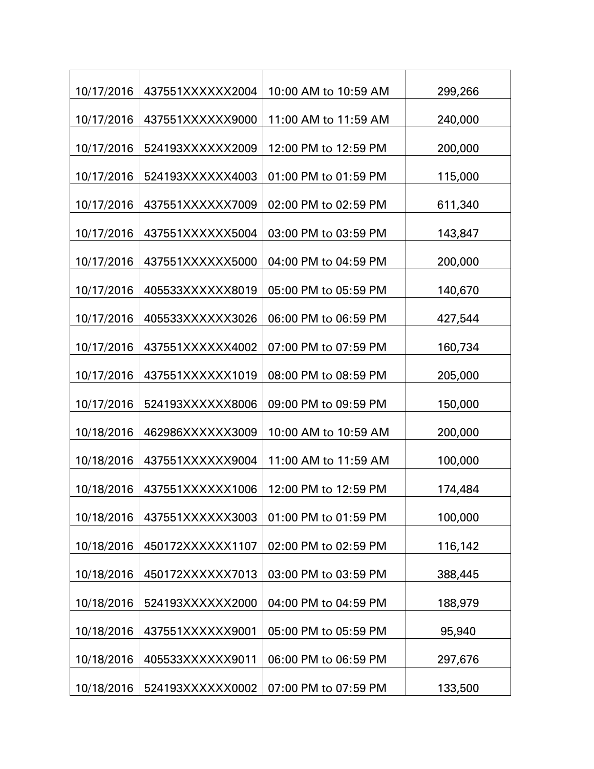| | | | |
|---|---|---|---|
| 10/17/2016 | 437551XXXXXX2004 | 10:00 AM to 10:59 AM | 299,266 |
| 10/17/2016 | 437551XXXXXX9000 | 11:00 AM to 11:59 AM | 240,000 |
| 10/17/2016 | 524193XXXXXX2009 | 12:00 PM to 12:59 PM | 200,000 |
| 10/17/2016 | 524193XXXXXX4003 | 01:00 PM to 01:59 PM | 115,000 |
| 10/17/2016 | 437551XXXXXX7009 | 02:00 PM to 02:59 PM | 611,340 |
| 10/17/2016 | 437551XXXXXX5004 | 03:00 PM to 03:59 PM | 143,847 |
| 10/17/2016 | 437551XXXXXX5000 | 04:00 PM to 04:59 PM | 200,000 |
| 10/17/2016 | 405533XXXXXX8019 | 05:00 PM to 05:59 PM | 140,670 |
| 10/17/2016 | 405533XXXXXX3026 | 06:00 PM to 06:59 PM | 427,544 |
| 10/17/2016 | 437551XXXXXX4002 | 07:00 PM to 07:59 PM | 160,734 |
| 10/17/2016 | 437551XXXXXX1019 | 08:00 PM to 08:59 PM | 205,000 |
| 10/17/2016 | 524193XXXXXX8006 | 09:00 PM to 09:59 PM | 150,000 |
| 10/18/2016 | 462986XXXXXX3009 | 10:00 AM to 10:59 AM | 200,000 |
| 10/18/2016 | 437551XXXXXX9004 | 11:00 AM to 11:59 AM | 100,000 |
| 10/18/2016 | 437551XXXXXX1006 | 12:00 PM to 12:59 PM | 174,484 |
| 10/18/2016 | 437551XXXXXX3003 | 01:00 PM to 01:59 PM | 100,000 |
| 10/18/2016 | 450172XXXXXX1107 | 02:00 PM to 02:59 PM | 116,142 |
| 10/18/2016 | 450172XXXXXX7013 | 03:00 PM to 03:59 PM | 388,445 |
| 10/18/2016 | 524193XXXXXX2000 | 04:00 PM to 04:59 PM | 188,979 |
| 10/18/2016 | 437551XXXXXX9001 | 05:00 PM to 05:59 PM | 95,940 |
| 10/18/2016 | 405533XXXXXX9011 | 06:00 PM to 06:59 PM | 297,676 |
| 10/18/2016 | 524193XXXXXX0002 | 07:00 PM to 07:59 PM | 133,500 |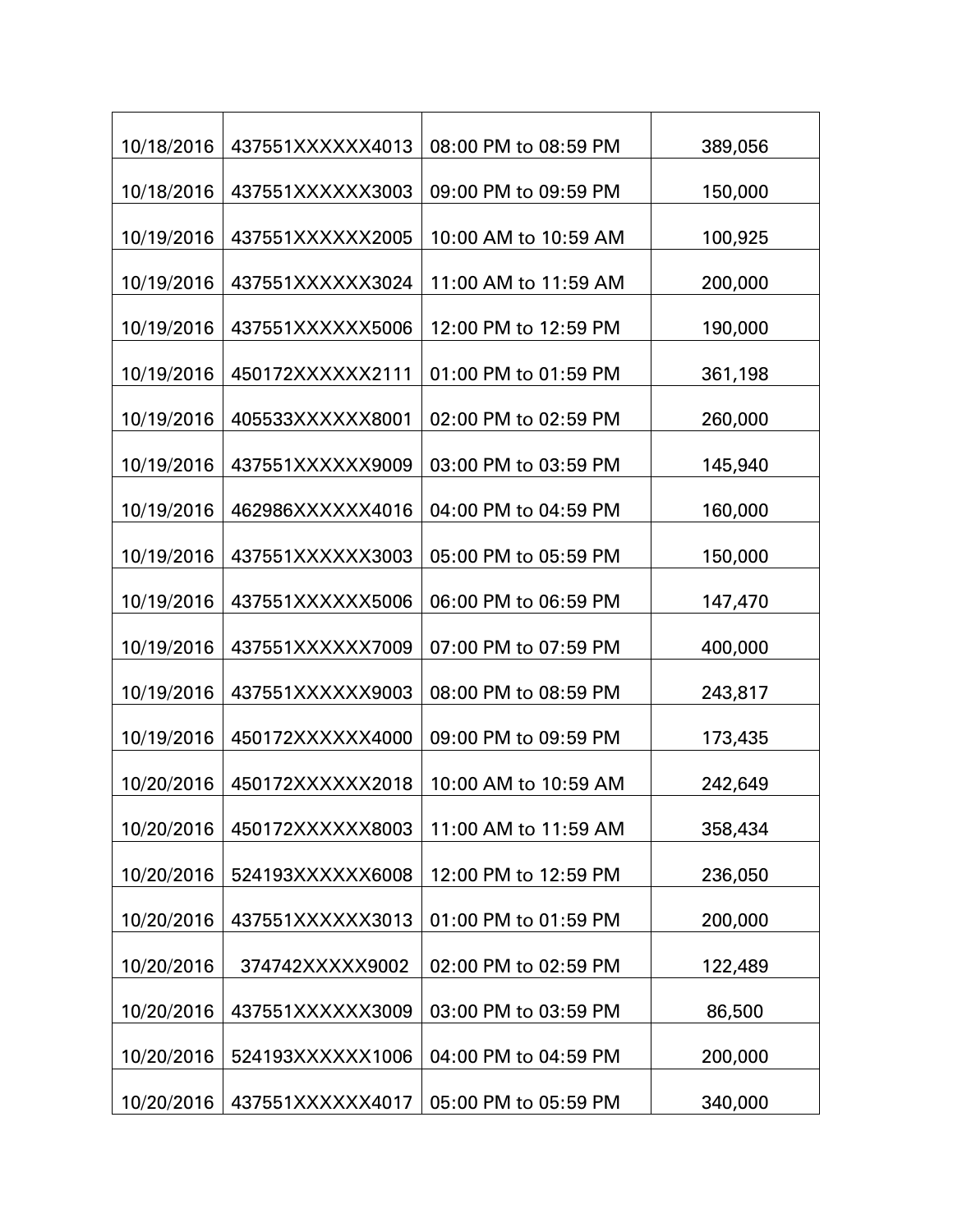| | | | |
|---|---|---|---|
| 10/18/2016 | 437551XXXXXX4013 | 08:00 PM to 08:59 PM | 389,056 |
| 10/18/2016 | 437551XXXXXX3003 | 09:00 PM to 09:59 PM | 150,000 |
| 10/19/2016 | 437551XXXXXX2005 | 10:00 AM to 10:59 AM | 100,925 |
| 10/19/2016 | 437551XXXXXX3024 | 11:00 AM to 11:59 AM | 200,000 |
| 10/19/2016 | 437551XXXXXX5006 | 12:00 PM to 12:59 PM | 190,000 |
| 10/19/2016 | 450172XXXXXX2111 | 01:00 PM to 01:59 PM | 361,198 |
| 10/19/2016 | 405533XXXXXX8001 | 02:00 PM to 02:59 PM | 260,000 |
| 10/19/2016 | 437551XXXXXX9009 | 03:00 PM to 03:59 PM | 145,940 |
| 10/19/2016 | 462986XXXXXX4016 | 04:00 PM to 04:59 PM | 160,000 |
| 10/19/2016 | 437551XXXXXX3003 | 05:00 PM to 05:59 PM | 150,000 |
| 10/19/2016 | 437551XXXXXX5006 | 06:00 PM to 06:59 PM | 147,470 |
| 10/19/2016 | 437551XXXXXX7009 | 07:00 PM to 07:59 PM | 400,000 |
| 10/19/2016 | 437551XXXXXX9003 | 08:00 PM to 08:59 PM | 243,817 |
| 10/19/2016 | 450172XXXXXX4000 | 09:00 PM to 09:59 PM | 173,435 |
| 10/20/2016 | 450172XXXXXX2018 | 10:00 AM to 10:59 AM | 242,649 |
| 10/20/2016 | 450172XXXXXX8003 | 11:00 AM to 11:59 AM | 358,434 |
| 10/20/2016 | 524193XXXXXX6008 | 12:00 PM to 12:59 PM | 236,050 |
| 10/20/2016 | 437551XXXXXX3013 | 01:00 PM to 01:59 PM | 200,000 |
| 10/20/2016 | 374742XXXXX9002 | 02:00 PM to 02:59 PM | 122,489 |
| 10/20/2016 | 437551XXXXXX3009 | 03:00 PM to 03:59 PM | 86,500 |
| 10/20/2016 | 524193XXXXXX1006 | 04:00 PM to 04:59 PM | 200,000 |
| 10/20/2016 | 437551XXXXXX4017 | 05:00 PM to 05:59 PM | 340,000 |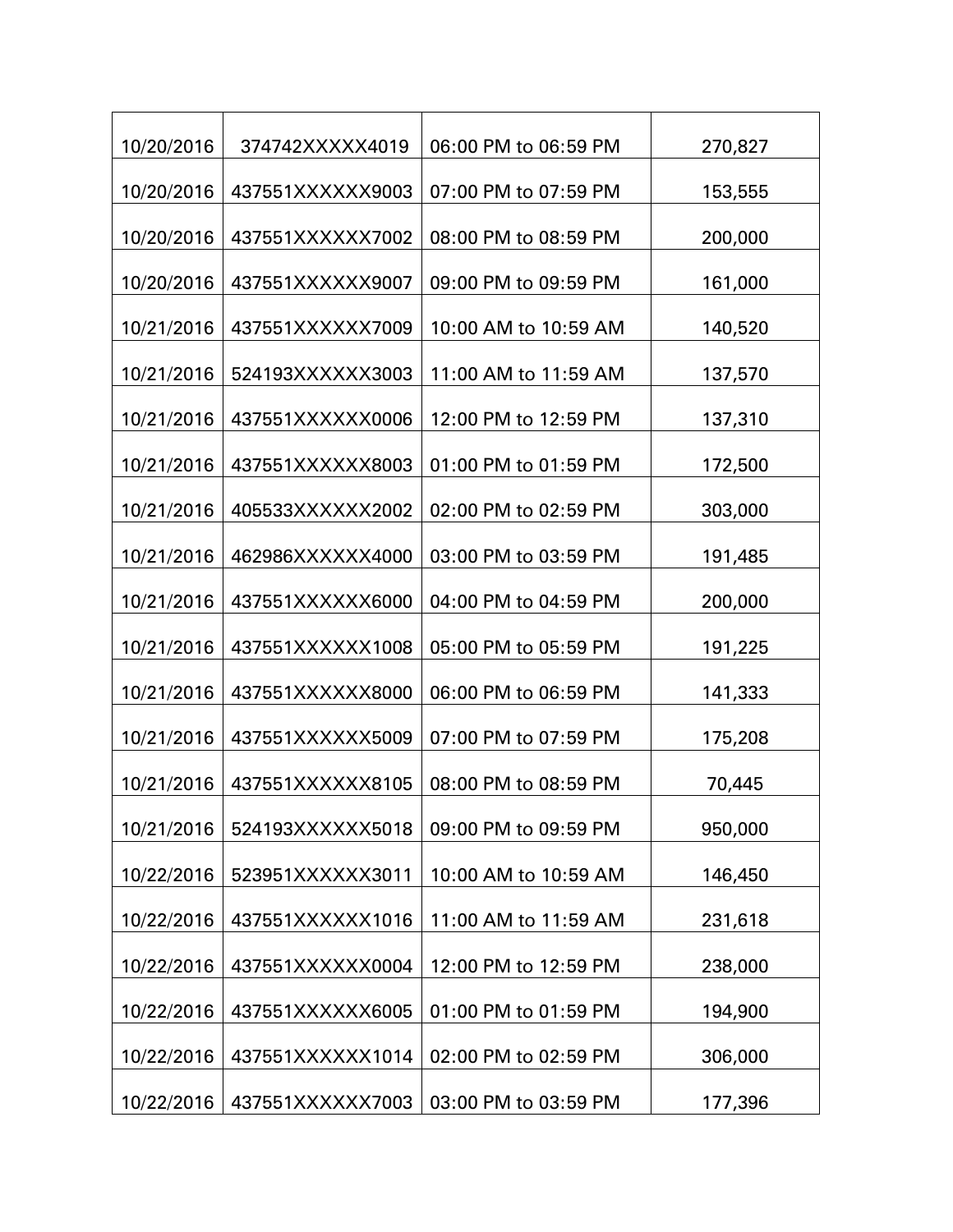| | | | |
|---|---|---|---|
| 10/20/2016 | 374742XXXXX4019 | 06:00 PM to 06:59 PM | 270,827 |
| 10/20/2016 | 437551XXXXXX9003 | 07:00 PM to 07:59 PM | 153,555 |
| 10/20/2016 | 437551XXXXXX7002 | 08:00 PM to 08:59 PM | 200,000 |
| 10/20/2016 | 437551XXXXXX9007 | 09:00 PM to 09:59 PM | 161,000 |
| 10/21/2016 | 437551XXXXXX7009 | 10:00 AM to 10:59 AM | 140,520 |
| 10/21/2016 | 524193XXXXXX3003 | 11:00 AM to 11:59 AM | 137,570 |
| 10/21/2016 | 437551XXXXXX0006 | 12:00 PM to 12:59 PM | 137,310 |
| 10/21/2016 | 437551XXXXXX8003 | 01:00 PM to 01:59 PM | 172,500 |
| 10/21/2016 | 405533XXXXXX2002 | 02:00 PM to 02:59 PM | 303,000 |
| 10/21/2016 | 462986XXXXXX4000 | 03:00 PM to 03:59 PM | 191,485 |
| 10/21/2016 | 437551XXXXXX6000 | 04:00 PM to 04:59 PM | 200,000 |
| 10/21/2016 | 437551XXXXXX1008 | 05:00 PM to 05:59 PM | 191,225 |
| 10/21/2016 | 437551XXXXXX8000 | 06:00 PM to 06:59 PM | 141,333 |
| 10/21/2016 | 437551XXXXXX5009 | 07:00 PM to 07:59 PM | 175,208 |
| 10/21/2016 | 437551XXXXXX8105 | 08:00 PM to 08:59 PM | 70,445 |
| 10/21/2016 | 524193XXXXXX5018 | 09:00 PM to 09:59 PM | 950,000 |
| 10/22/2016 | 523951XXXXXX3011 | 10:00 AM to 10:59 AM | 146,450 |
| 10/22/2016 | 437551XXXXXX1016 | 11:00 AM to 11:59 AM | 231,618 |
| 10/22/2016 | 437551XXXXXX0004 | 12:00 PM to 12:59 PM | 238,000 |
| 10/22/2016 | 437551XXXXXX6005 | 01:00 PM to 01:59 PM | 194,900 |
| 10/22/2016 | 437551XXXXXX1014 | 02:00 PM to 02:59 PM | 306,000 |
| 10/22/2016 | 437551XXXXXX7003 | 03:00 PM to 03:59 PM | 177,396 |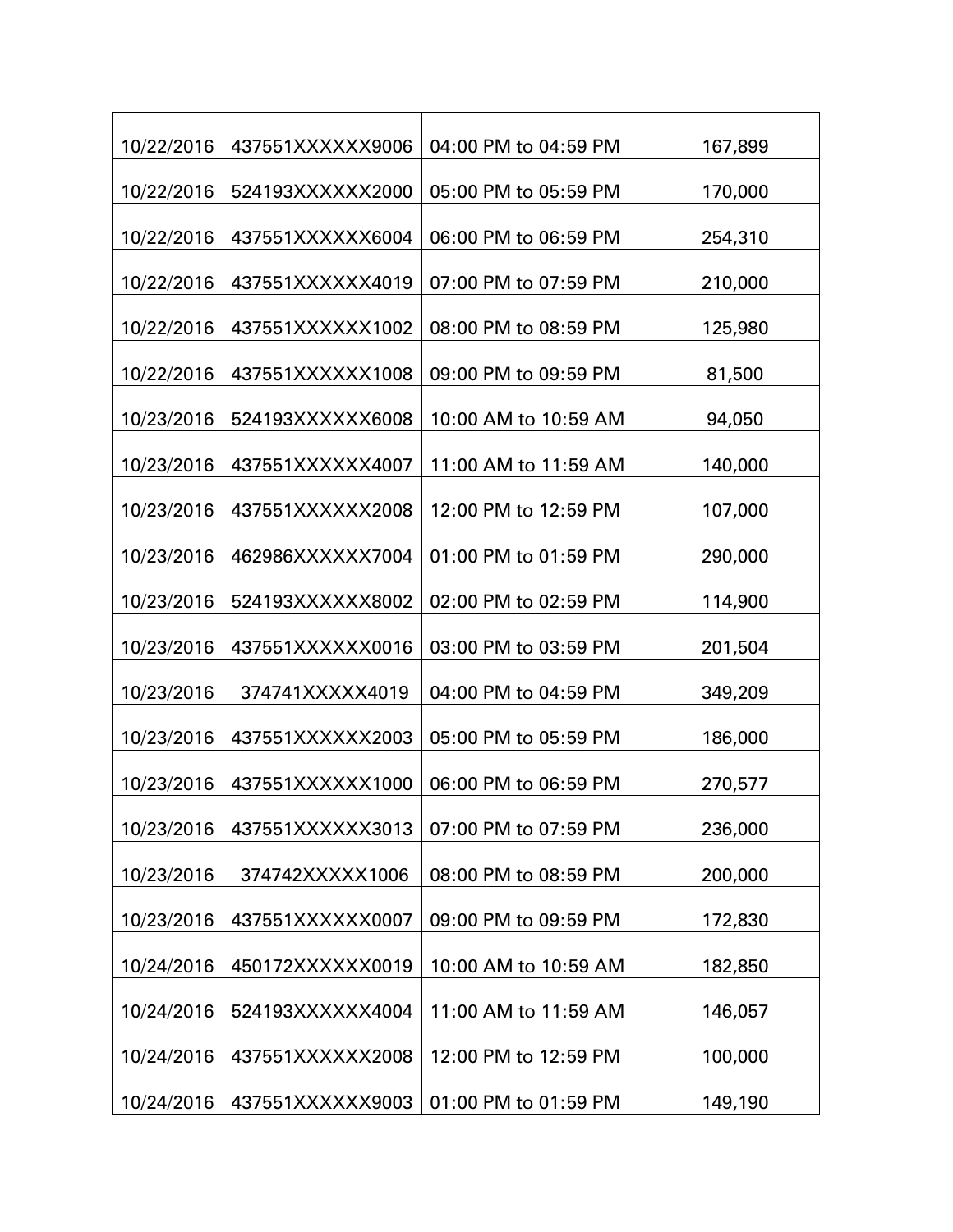| 10/22/2016 | 437551XXXXXX9006 | 04:00 PM to 04:59 PM | 167,899 |
|---|---|---|---|
| 10/22/2016 | 524193XXXXXX2000 | 05:00 PM to 05:59 PM | 170,000 |
| 10/22/2016 | 437551XXXXXX6004 | 06:00 PM to 06:59 PM | 254,310 |
| 10/22/2016 | 437551XXXXXX4019 | 07:00 PM to 07:59 PM | 210,000 |
| 10/22/2016 | 437551XXXXXX1002 | 08:00 PM to 08:59 PM | 125,980 |
| 10/22/2016 | 437551XXXXXX1008 | 09:00 PM to 09:59 PM | 81,500 |
| 10/23/2016 | 524193XXXXXX6008 | 10:00 AM to 10:59 AM | 94,050 |
| 10/23/2016 | 437551XXXXXX4007 | 11:00 AM to 11:59 AM | 140,000 |
| 10/23/2016 | 437551XXXXXX2008 | 12:00 PM to 12:59 PM | 107,000 |
| 10/23/2016 | 462986XXXXXX7004 | 01:00 PM to 01:59 PM | 290,000 |
| 10/23/2016 | 524193XXXXXX8002 | 02:00 PM to 02:59 PM | 114,900 |
| 10/23/2016 | 437551XXXXXX0016 | 03:00 PM to 03:59 PM | 201,504 |
| 10/23/2016 | 374741XXXXX4019 | 04:00 PM to 04:59 PM | 349,209 |
| 10/23/2016 | 437551XXXXXX2003 | 05:00 PM to 05:59 PM | 186,000 |
| 10/23/2016 | 437551XXXXXX1000 | 06:00 PM to 06:59 PM | 270,577 |
| 10/23/2016 | 437551XXXXXX3013 | 07:00 PM to 07:59 PM | 236,000 |
| 10/23/2016 | 374742XXXXX1006 | 08:00 PM to 08:59 PM | 200,000 |
| 10/23/2016 | 437551XXXXXX0007 | 09:00 PM to 09:59 PM | 172,830 |
| 10/24/2016 | 450172XXXXXX0019 | 10:00 AM to 10:59 AM | 182,850 |
| 10/24/2016 | 524193XXXXXX4004 | 11:00 AM to 11:59 AM | 146,057 |
| 10/24/2016 | 437551XXXXXX2008 | 12:00 PM to 12:59 PM | 100,000 |
| 10/24/2016 | 437551XXXXXX9003 | 01:00 PM to 01:59 PM | 149,190 |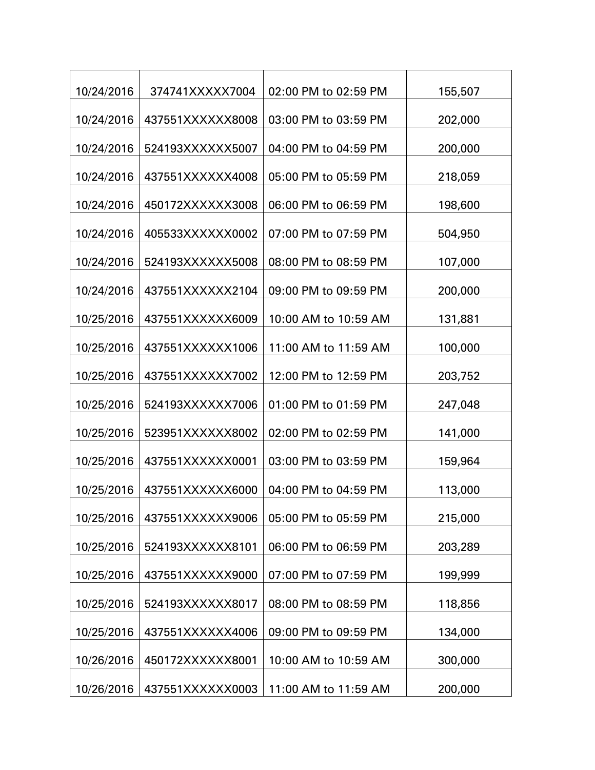| 10/24/2016 | 374741XXXXX7004 | 02:00 PM to 02:59 PM | 155,507 |
|---|---|---|---|
| 10/24/2016 | 437551XXXXXX8008 | 03:00 PM to 03:59 PM | 202,000 |
| 10/24/2016 | 524193XXXXXX5007 | 04:00 PM to 04:59 PM | 200,000 |
| 10/24/2016 | 437551XXXXXX4008 | 05:00 PM to 05:59 PM | 218,059 |
| 10/24/2016 | 450172XXXXXX3008 | 06:00 PM to 06:59 PM | 198,600 |
| 10/24/2016 | 405533XXXXXX0002 | 07:00 PM to 07:59 PM | 504,950 |
| 10/24/2016 | 524193XXXXXX5008 | 08:00 PM to 08:59 PM | 107,000 |
| 10/24/2016 | 437551XXXXXX2104 | 09:00 PM to 09:59 PM | 200,000 |
| 10/25/2016 | 437551XXXXXX6009 | 10:00 AM to 10:59 AM | 131,881 |
| 10/25/2016 | 437551XXXXXX1006 | 11:00 AM to 11:59 AM | 100,000 |
| 10/25/2016 | 437551XXXXXX7002 | 12:00 PM to 12:59 PM | 203,752 |
| 10/25/2016 | 524193XXXXXX7006 | 01:00 PM to 01:59 PM | 247,048 |
| 10/25/2016 | 523951XXXXXX8002 | 02:00 PM to 02:59 PM | 141,000 |
| 10/25/2016 | 437551XXXXXX0001 | 03:00 PM to 03:59 PM | 159,964 |
| 10/25/2016 | 437551XXXXXX6000 | 04:00 PM to 04:59 PM | 113,000 |
| 10/25/2016 | 437551XXXXXX9006 | 05:00 PM to 05:59 PM | 215,000 |
| 10/25/2016 | 524193XXXXXX8101 | 06:00 PM to 06:59 PM | 203,289 |
| 10/25/2016 | 437551XXXXXX9000 | 07:00 PM to 07:59 PM | 199,999 |
| 10/25/2016 | 524193XXXXXX8017 | 08:00 PM to 08:59 PM | 118,856 |
| 10/25/2016 | 437551XXXXXX4006 | 09:00 PM to 09:59 PM | 134,000 |
| 10/26/2016 | 450172XXXXXX8001 | 10:00 AM to 10:59 AM | 300,000 |
| 10/26/2016 | 437551XXXXXX0003 | 11:00 AM to 11:59 AM | 200,000 |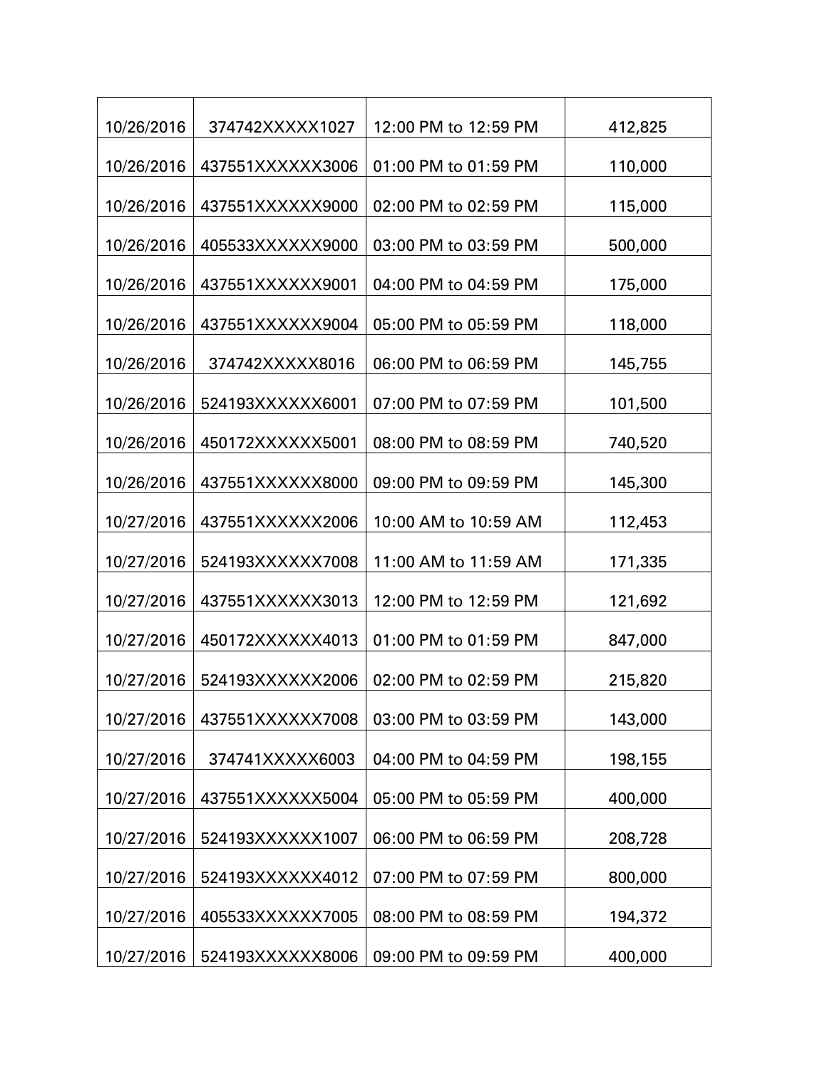| | | | |
|---|---|---|---|
| 10/26/2016 | 374742XXXXX1027 | 12:00 PM to 12:59 PM | 412,825 |
| 10/26/2016 | 437551XXXXXX3006 | 01:00 PM to 01:59 PM | 110,000 |
| 10/26/2016 | 437551XXXXXX9000 | 02:00 PM to 02:59 PM | 115,000 |
| 10/26/2016 | 405533XXXXXX9000 | 03:00 PM to 03:59 PM | 500,000 |
| 10/26/2016 | 437551XXXXXX9001 | 04:00 PM to 04:59 PM | 175,000 |
| 10/26/2016 | 437551XXXXXX9004 | 05:00 PM to 05:59 PM | 118,000 |
| 10/26/2016 | 374742XXXXX8016 | 06:00 PM to 06:59 PM | 145,755 |
| 10/26/2016 | 524193XXXXXX6001 | 07:00 PM to 07:59 PM | 101,500 |
| 10/26/2016 | 450172XXXXXX5001 | 08:00 PM to 08:59 PM | 740,520 |
| 10/26/2016 | 437551XXXXXX8000 | 09:00 PM to 09:59 PM | 145,300 |
| 10/27/2016 | 437551XXXXXX2006 | 10:00 AM to 10:59 AM | 112,453 |
| 10/27/2016 | 524193XXXXXX7008 | 11:00 AM to 11:59 AM | 171,335 |
| 10/27/2016 | 437551XXXXXX3013 | 12:00 PM to 12:59 PM | 121,692 |
| 10/27/2016 | 450172XXXXXX4013 | 01:00 PM to 01:59 PM | 847,000 |
| 10/27/2016 | 524193XXXXXX2006 | 02:00 PM to 02:59 PM | 215,820 |
| 10/27/2016 | 437551XXXXXX7008 | 03:00 PM to 03:59 PM | 143,000 |
| 10/27/2016 | 374741XXXXX6003 | 04:00 PM to 04:59 PM | 198,155 |
| 10/27/2016 | 437551XXXXXX5004 | 05:00 PM to 05:59 PM | 400,000 |
| 10/27/2016 | 524193XXXXXX1007 | 06:00 PM to 06:59 PM | 208,728 |
| 10/27/2016 | 524193XXXXXX4012 | 07:00 PM to 07:59 PM | 800,000 |
| 10/27/2016 | 405533XXXXXX7005 | 08:00 PM to 08:59 PM | 194,372 |
| 10/27/2016 | 524193XXXXXX8006 | 09:00 PM to 09:59 PM | 400,000 |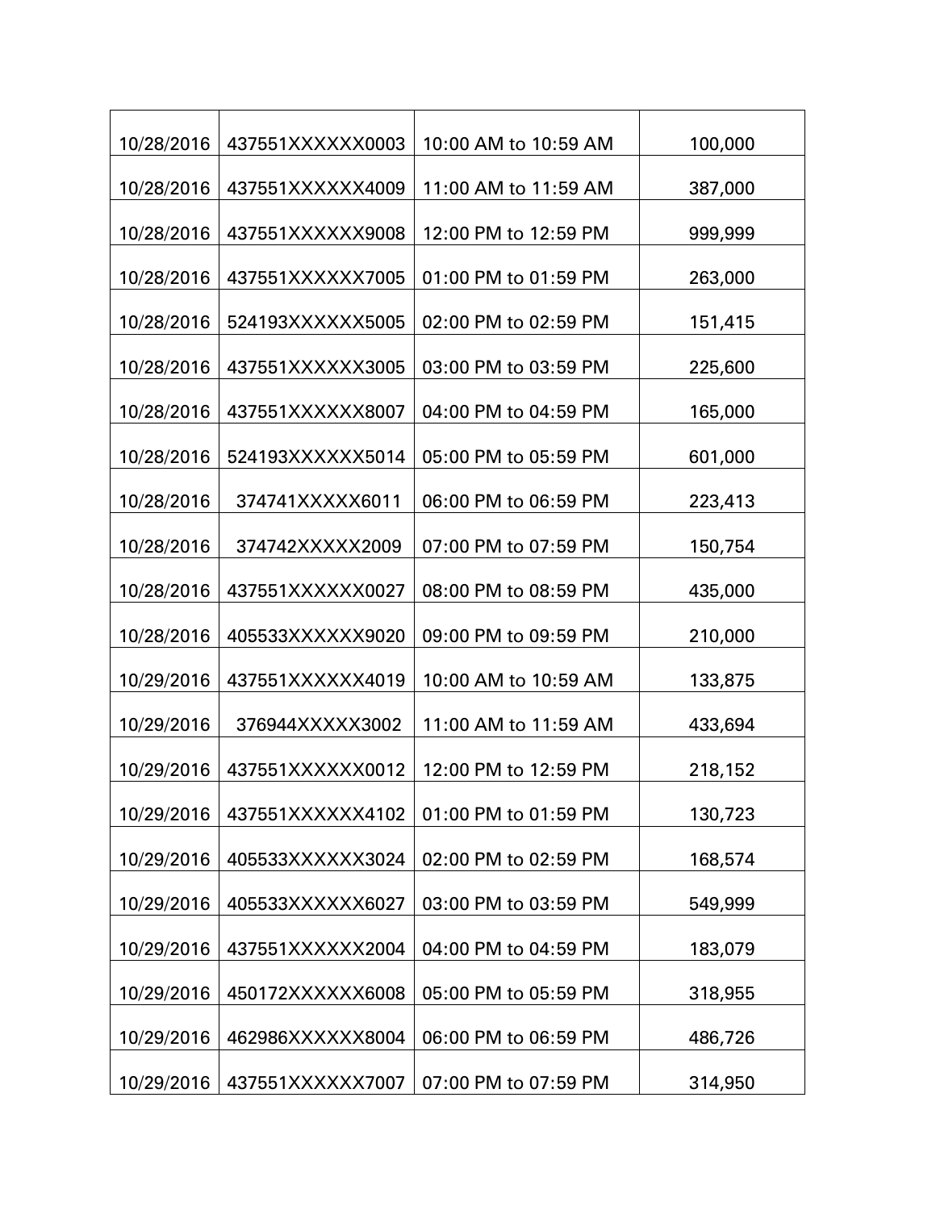| | | | |
|---|---|---|---|
| 10/28/2016 | 437551XXXXXX0003 | 10:00 AM to 10:59 AM | 100,000 |
| 10/28/2016 | 437551XXXXXX4009 | 11:00 AM to 11:59 AM | 387,000 |
| 10/28/2016 | 437551XXXXXX9008 | 12:00 PM to 12:59 PM | 999,999 |
| 10/28/2016 | 437551XXXXXX7005 | 01:00 PM to 01:59 PM | 263,000 |
| 10/28/2016 | 524193XXXXXX5005 | 02:00 PM to 02:59 PM | 151,415 |
| 10/28/2016 | 437551XXXXXX3005 | 03:00 PM to 03:59 PM | 225,600 |
| 10/28/2016 | 437551XXXXXX8007 | 04:00 PM to 04:59 PM | 165,000 |
| 10/28/2016 | 524193XXXXXX5014 | 05:00 PM to 05:59 PM | 601,000 |
| 10/28/2016 | 374741XXXXX6011 | 06:00 PM to 06:59 PM | 223,413 |
| 10/28/2016 | 374742XXXXX2009 | 07:00 PM to 07:59 PM | 150,754 |
| 10/28/2016 | 437551XXXXXX0027 | 08:00 PM to 08:59 PM | 435,000 |
| 10/28/2016 | 405533XXXXXX9020 | 09:00 PM to 09:59 PM | 210,000 |
| 10/29/2016 | 437551XXXXXX4019 | 10:00 AM to 10:59 AM | 133,875 |
| 10/29/2016 | 376944XXXXX3002 | 11:00 AM to 11:59 AM | 433,694 |
| 10/29/2016 | 437551XXXXXX0012 | 12:00 PM to 12:59 PM | 218,152 |
| 10/29/2016 | 437551XXXXXX4102 | 01:00 PM to 01:59 PM | 130,723 |
| 10/29/2016 | 405533XXXXXX3024 | 02:00 PM to 02:59 PM | 168,574 |
| 10/29/2016 | 405533XXXXXX6027 | 03:00 PM to 03:59 PM | 549,999 |
| 10/29/2016 | 437551XXXXXX2004 | 04:00 PM to 04:59 PM | 183,079 |
| 10/29/2016 | 450172XXXXXX6008 | 05:00 PM to 05:59 PM | 318,955 |
| 10/29/2016 | 462986XXXXXX8004 | 06:00 PM to 06:59 PM | 486,726 |
| 10/29/2016 | 437551XXXXXX7007 | 07:00 PM to 07:59 PM | 314,950 |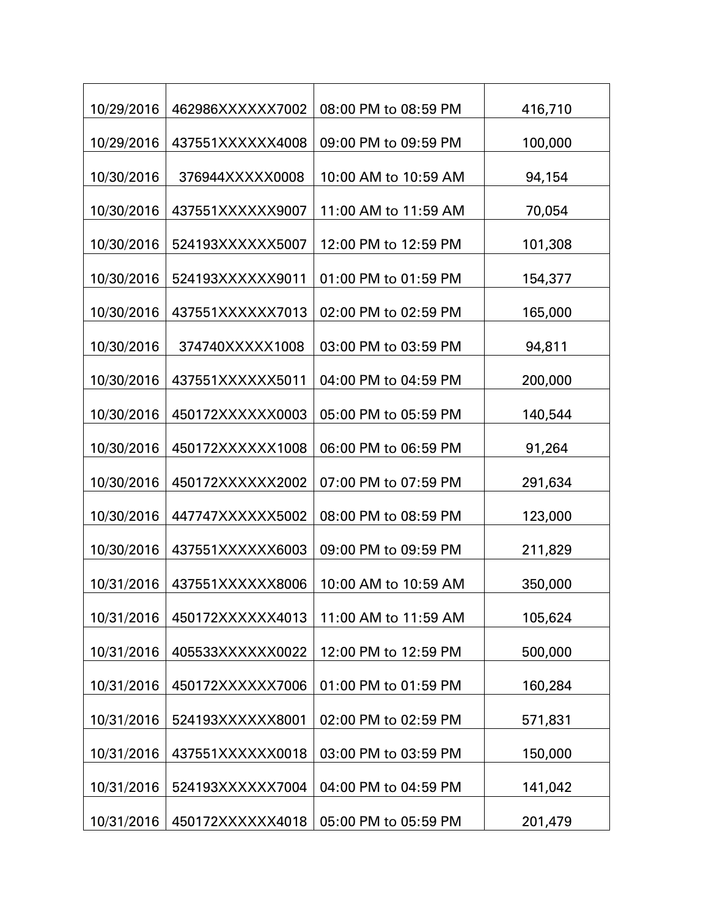| | | | |
|---|---|---|---|
| 10/29/2016 | 462986XXXXXX7002 | 08:00 PM to 08:59 PM | 416,710 |
| 10/29/2016 | 437551XXXXXX4008 | 09:00 PM to 09:59 PM | 100,000 |
| 10/30/2016 | 376944XXXXX0008 | 10:00 AM to 10:59 AM | 94,154 |
| 10/30/2016 | 437551XXXXXX9007 | 11:00 AM to 11:59 AM | 70,054 |
| 10/30/2016 | 524193XXXXXX5007 | 12:00 PM to 12:59 PM | 101,308 |
| 10/30/2016 | 524193XXXXXX9011 | 01:00 PM to 01:59 PM | 154,377 |
| 10/30/2016 | 437551XXXXXX7013 | 02:00 PM to 02:59 PM | 165,000 |
| 10/30/2016 | 374740XXXXX1008 | 03:00 PM to 03:59 PM | 94,811 |
| 10/30/2016 | 437551XXXXXX5011 | 04:00 PM to 04:59 PM | 200,000 |
| 10/30/2016 | 450172XXXXXX0003 | 05:00 PM to 05:59 PM | 140,544 |
| 10/30/2016 | 450172XXXXXX1008 | 06:00 PM to 06:59 PM | 91,264 |
| 10/30/2016 | 450172XXXXXX2002 | 07:00 PM to 07:59 PM | 291,634 |
| 10/30/2016 | 447747XXXXXX5002 | 08:00 PM to 08:59 PM | 123,000 |
| 10/30/2016 | 437551XXXXXX6003 | 09:00 PM to 09:59 PM | 211,829 |
| 10/31/2016 | 437551XXXXXX8006 | 10:00 AM to 10:59 AM | 350,000 |
| 10/31/2016 | 450172XXXXXX4013 | 11:00 AM to 11:59 AM | 105,624 |
| 10/31/2016 | 405533XXXXXX0022 | 12:00 PM to 12:59 PM | 500,000 |
| 10/31/2016 | 450172XXXXXX7006 | 01:00 PM to 01:59 PM | 160,284 |
| 10/31/2016 | 524193XXXXXX8001 | 02:00 PM to 02:59 PM | 571,831 |
| 10/31/2016 | 437551XXXXXX0018 | 03:00 PM to 03:59 PM | 150,000 |
| 10/31/2016 | 524193XXXXXX7004 | 04:00 PM to 04:59 PM | 141,042 |
| 10/31/2016 | 450172XXXXXX4018 | 05:00 PM to 05:59 PM | 201,479 |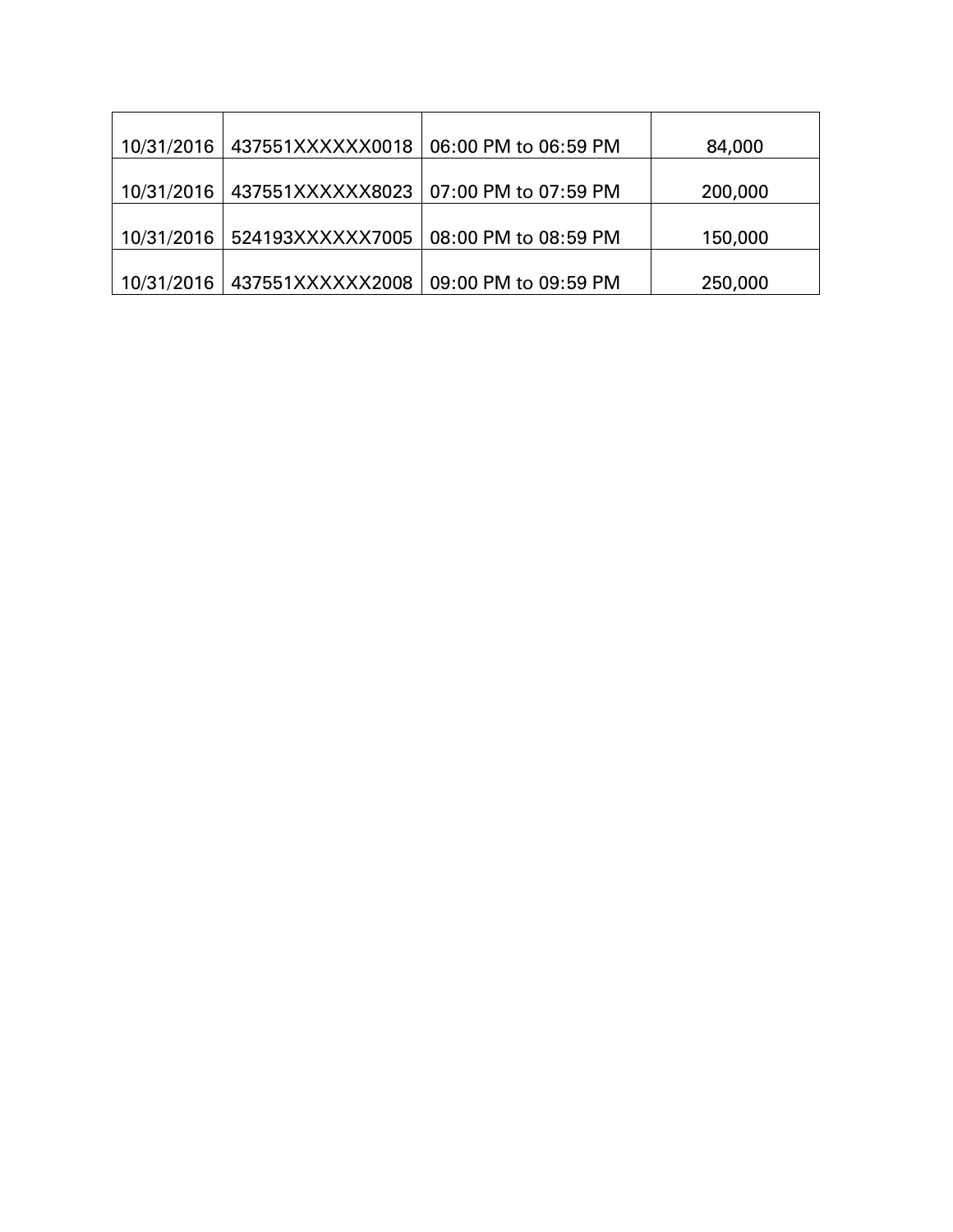| | | | |
|---|---|---|---|
| 10/31/2016 | 437551XXXXXX0018 | 06:00 PM to 06:59 PM | 84,000 |
| 10/31/2016 | 437551XXXXXX8023 | 07:00 PM to 07:59 PM | 200,000 |
| 10/31/2016 | 524193XXXXXX7005 | 08:00 PM to 08:59 PM | 150,000 |
| 10/31/2016 | 437551XXXXXX2008 | 09:00 PM to 09:59 PM | 250,000 |